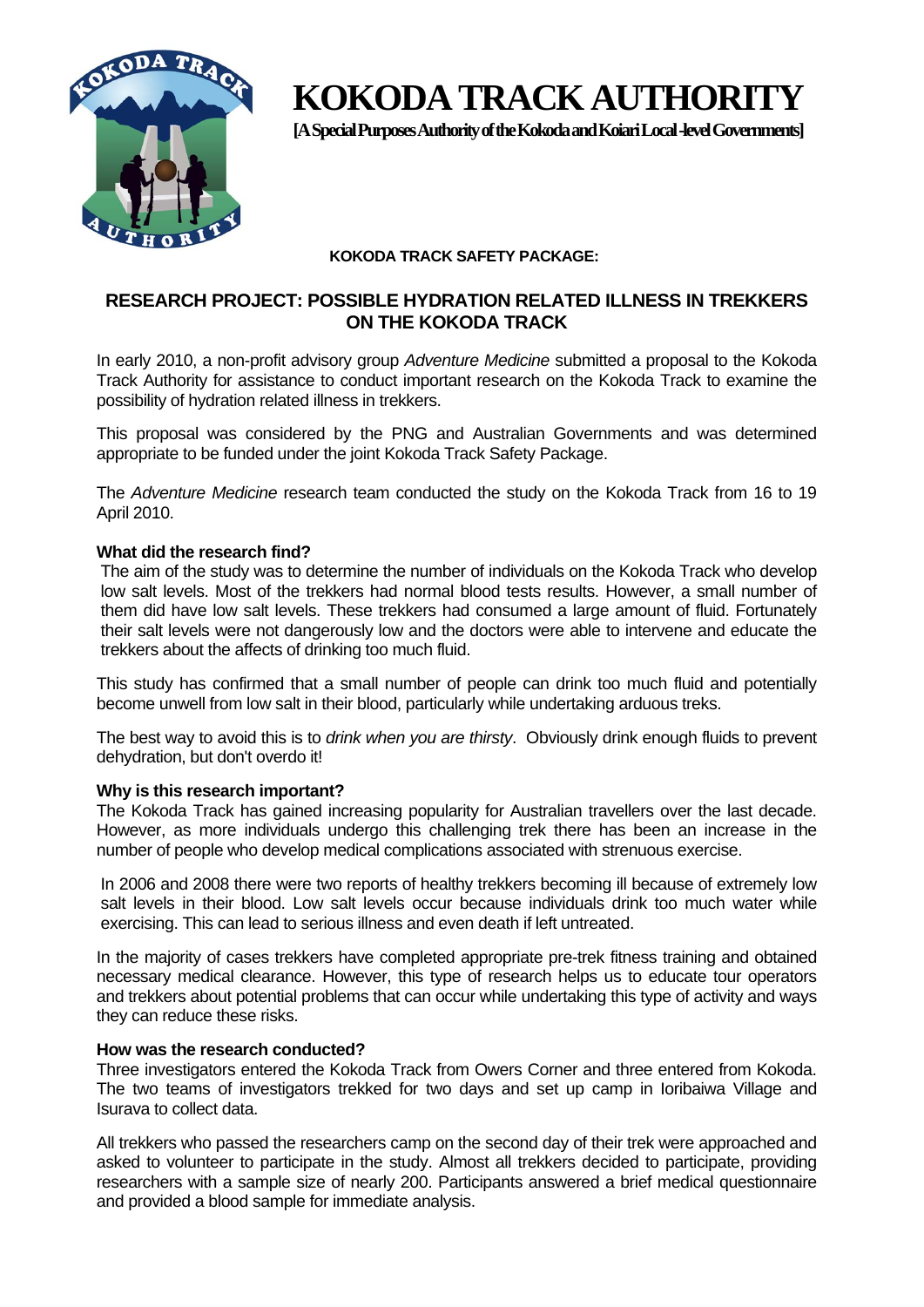# KOKODA TRACK AUTHORITY

**[A Special Purposes Authority of the Kokoda and Koiari Local-level Governments]**

**KOKODA TRACK SAFETY PACKAGE:**

## RESEARCH PROJECT: POSSIBLE HYDRATION RELATED ILLNESS IN TREKKERS ON THE KOKODA TRACK

In early 2010, a non-profit advisory group *Adventure Medicine* submitted a proposal to the Kokoda Track Authority for assistance to conduct important research on the Kokoda Track to examine the possibility of hydration related illness in trekkers.

This proposal was considered by the PNG and Australian Governments and was determined appropriate to be funded under the joint Kokoda Track Safety Package.

The *Adventure Medicine* research team conducted the study on the Kokoda Track from 16 to 19 April 2010.

**What did the research find?**

The aim of the study was to determine the number of individuals on the Kokoda Track who develop low salt levels. Most of the trekkers had normal blood tests results. However, a small number of them did have low salt levels. These trekkers had consumed a large amount of fluid. Fortunately their salt levels were not dangerously low and the doctors were able to intervene and educate the trekkers about the affects of drinking too much fluid.

This study has confirmed that a small number of people can drink too much fluid and potentially become unwell from low salt in their blood, particularly while undertaking arduous treks.

The best way to avoid this is to *drink when you are thirsty*. Obviously drink enough fluids to prevent dehydration, but don't overdo it!

**Why is this research important?**

The Kokoda Track has gained increasing popularity for Australian travellers over the last decade. However, as more individuals undergo this challenging trek there has been an increase in the number of people who develop medical complications associated with strenuous exercise.

In 2006 and 2008 there were two reports of healthy trekkers becoming ill because of extremely low salt levels in their blood. Low salt levels occur because individuals drink too much water while exercising. This can lead to serious illness and even death if left untreated.

In the majority of cases trekkers have completed appropriate pre-trek fitness training and obtained necessary medical clearance. However, this type of research helps us to educate tour operators and trekkers about potential problems that can occur while undertaking this type of activity and ways they can reduce these risks.

**How was the research conducted?**

Three investigators entered the Kokoda Track from Owers Corner and three entered from Kokoda. The two teams of investigators trekked for two days and set up camp in Ioribaiwa Village and Isurava to collect data.

All trekkers who passed the researchers camp on the second day of their trek were approached and asked to volunteer to participate in the study. Almost all trekkers decided to participate, providing researchers with a sample size of nearly 200. Participants answered a brief medical questionnaire and provided a blood sample for immediate analysis.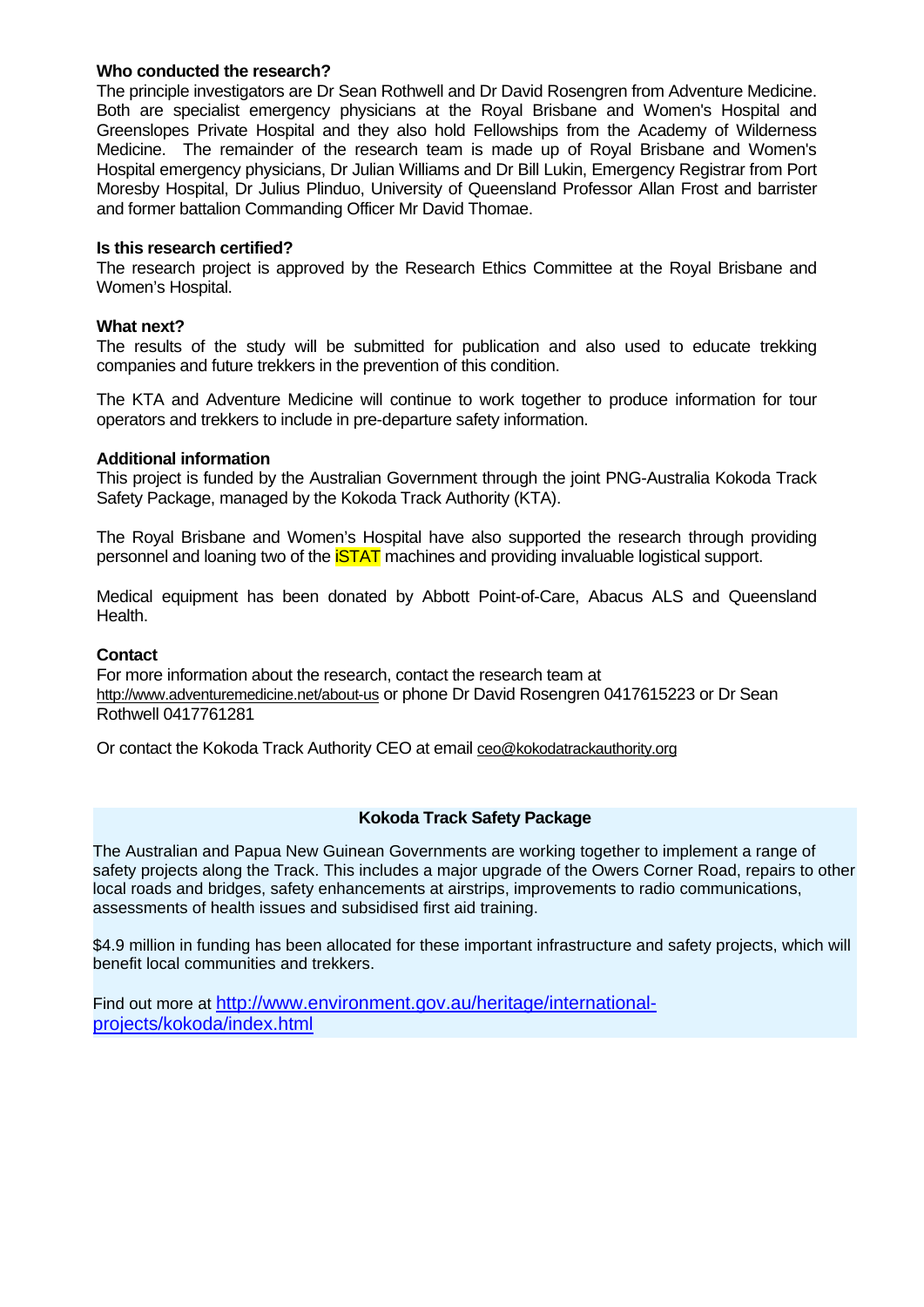**Who conducted the research?**

The principle investigators are Dr Sean Rothwell and Dr David Rosengren from Adventure Medicine. Both are specialist emergency physicians at the Royal Brisbane and Women's Hospital and Greenslopes Private Hospital and they also hold Fellowships from the Academy of Wilderness Medicine. The remainder of the research team is made up of Royal Brisbane and Women's Hospital emergency physicians, Dr Julian Williams and Dr Bill Lukin, Emergency Registrar from Port Moresby Hospital, Dr Julius Plinduo, University of Queensland Professor Allan Frost and barrister and former battalion Commanding Officer Mr David Thomae.

**Is this research certified?**

The research project is approved by the Research Ethics Committee at the Royal Brisbane and Women's Hospital.

**What next?**

The results of the study will be submitted for publication and also used to educate trekking companies and future trekkers in the prevention of this condition.

The KTA and Adventure Medicine will continue to work together to produce information for tour operators and trekkers to include in pre-departure safety information.

**Additional information**

This project is funded by the Australian Government through the joint PNG-Australia Kokoda Track Safety Package, managed by the Kokoda Track Authority (KTA).

The Royal Brisbane and Women's Hospital have also supported the research through providing personnel and loaning two of the iSTAT machines and providing invaluable logistical support.

Medical equipment has been donated by Abbott Point-of-Care, Abacus ALS and Queensland Health.

**Contact**

For more information about the research, contact the research team at http://www.adventuremedicine.net/about-us or phone Dr David Rosengren 0417615223 or Dr Sean Rothwell 0417761281

Or contact the Kokoda Track Authority CEO at email ceo@kokodatrackauthority.org

**Kokoda Track Safety Package**

The Australian and Papua New Guinean Governments are working together to implement a range of safety projects along the Track. This includes a major upgrade of the Owers Corner Road, repairs to other local roads and bridges, safety enhancements at airstrips, improvements to radio communications, assessments of health issues and subsidised first aid training.

$4.9 million in funding has been allocated for these important infrastructure and safety projects, which will benefit local communities and trekkers.

Find out more at http://www.environment.gov.au/heritage/international-projects/kokoda/index.html